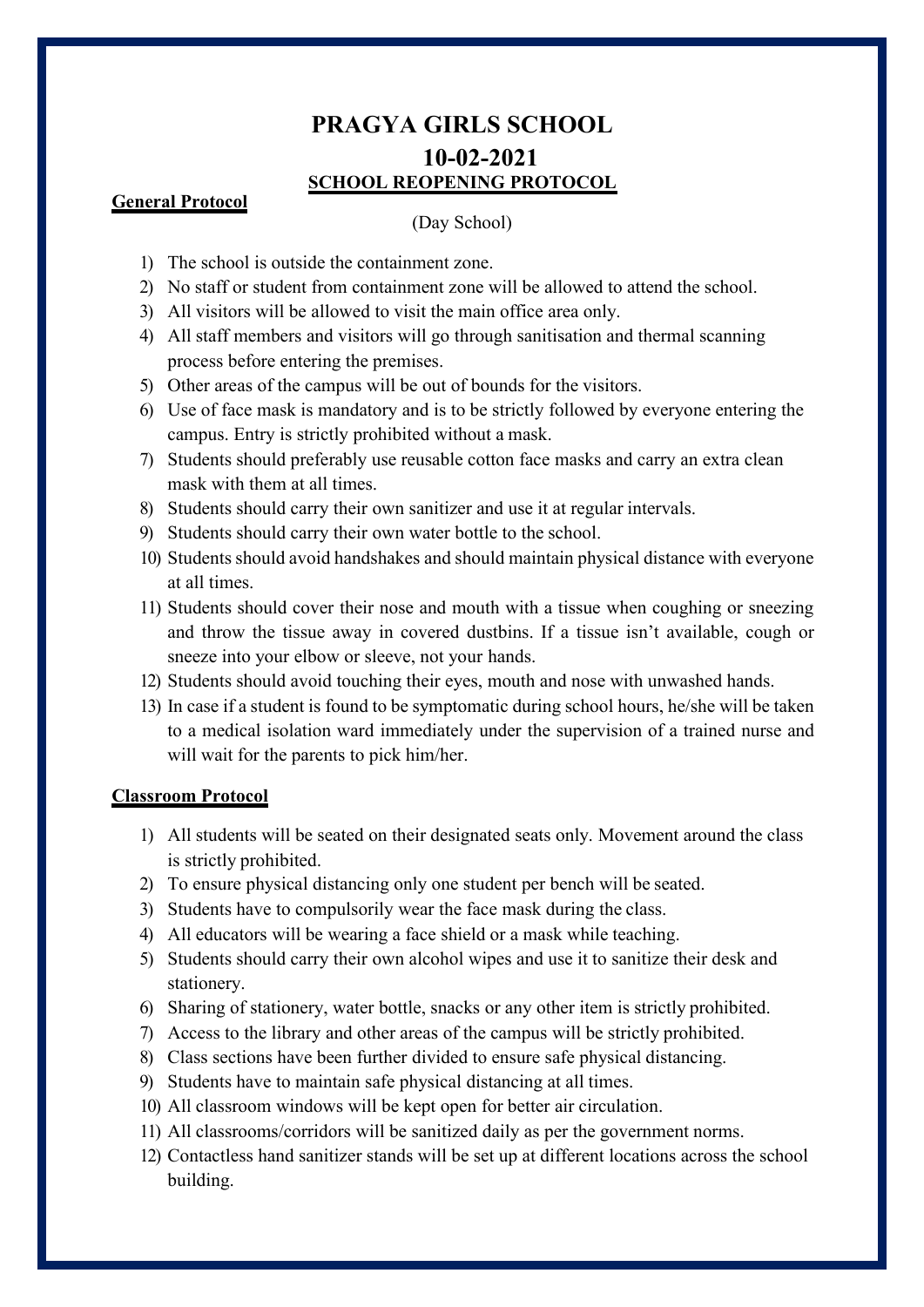# PRAGYA GIRLS SCHOOL

## 10-02-2021

## SCHOOL REOPENING PROTOCOL

**General Protocol**

(Day School)

1) The school is outside the containment zone.
2) No staff or student from containment zone will be allowed to attend the school.
3) All visitors will be allowed to visit the main office area only.
4) All staff members and visitors will go through sanitisation and thermal scanning process before entering the premises.
5) Other areas of the campus will be out of bounds for the visitors.
6) Use of face mask is mandatory and is to be strictly followed by everyone entering the campus. Entry is strictly prohibited without a mask.
7) Students should preferably use reusable cotton face masks and carry an extra clean mask with them at all times.
8) Students should carry their own sanitizer and use it at regular intervals.
9) Students should carry their own water bottle to the school.
10) Students should avoid handshakes and should maintain physical distance with everyone at all times.
11) Students should cover their nose and mouth with a tissue when coughing or sneezing and throw the tissue away in covered dustbins. If a tissue isn't available, cough or sneeze into your elbow or sleeve, not your hands.
12) Students should avoid touching their eyes, mouth and nose with unwashed hands.
13) In case if a student is found to be symptomatic during school hours, he/she will be taken to a medical isolation ward immediately under the supervision of a trained nurse and will wait for the parents to pick him/her.

**Classroom Protocol**

1) All students will be seated on their designated seats only. Movement around the class is strictly prohibited.
2) To ensure physical distancing only one student per bench will be seated.
3) Students have to compulsorily wear the face mask during the class.
4) All educators will be wearing a face shield or a mask while teaching.
5) Students should carry their own alcohol wipes and use it to sanitize their desk and stationery.
6) Sharing of stationery, water bottle, snacks or any other item is strictly prohibited.
7) Access to the library and other areas of the campus will be strictly prohibited.
8) Class sections have been further divided to ensure safe physical distancing.
9) Students have to maintain safe physical distancing at all times.
10) All classroom windows will be kept open for better air circulation.
11) All classrooms/corridors will be sanitized daily as per the government norms.
12) Contactless hand sanitizer stands will be set up at different locations across the school building.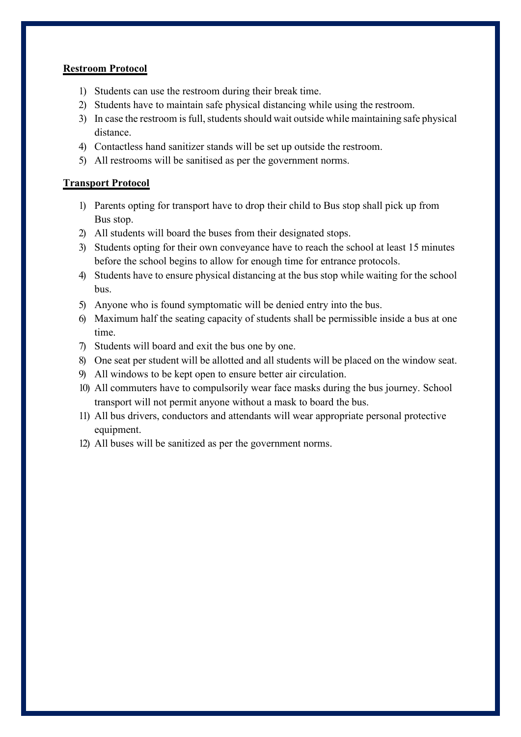**Restroom Protocol**

1) Students can use the restroom during their break time.
2) Students have to maintain safe physical distancing while using the restroom.
3) In case the restroom is full, students should wait outside while maintaining safe physical distance.
4) Contactless hand sanitizer stands will be set up outside the restroom.
5) All restrooms will be sanitised as per the government norms.

**Transport Protocol**

1) Parents opting for transport have to drop their child to Bus stop shall pick up from Bus stop.
2) All students will board the buses from their designated stops.
3) Students opting for their own conveyance have to reach the school at least 15 minutes before the school begins to allow for enough time for entrance protocols.
4) Students have to ensure physical distancing at the bus stop while waiting for the school bus.
5) Anyone who is found symptomatic will be denied entry into the bus.
6) Maximum half the seating capacity of students shall be permissible inside a bus at one time.
7) Students will board and exit the bus one by one.
8) One seat per student will be allotted and all students will be placed on the window seat.
9) All windows to be kept open to ensure better air circulation.
10) All commuters have to compulsorily wear face masks during the bus journey. School transport will not permit anyone without a mask to board the bus.
11) All bus drivers, conductors and attendants will wear appropriate personal protective equipment.
12) All buses will be sanitized as per the government norms.